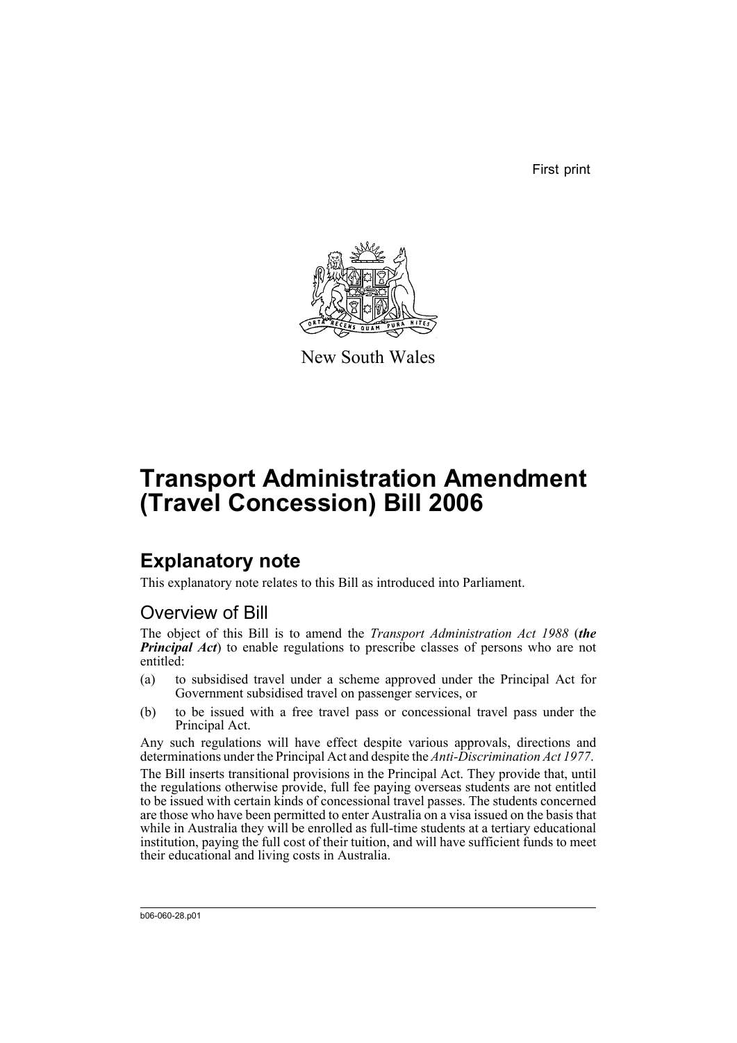First print

New South Wales

# Transport Administration Amendment (Travel Concession) Bill 2006

## Explanatory note

This explanatory note relates to this Bill as introduced into Parliament.

### Overview of Bill

The object of this Bill is to amend the *Transport Administration Act 1988* (***the Principal Act***) to enable regulations to prescribe classes of persons who are not entitled:

(a) to subsidised travel under a scheme approved under the Principal Act for Government subsidised travel on passenger services, or

(b) to be issued with a free travel pass or concessional travel pass under the Principal Act.

Any such regulations will have effect despite various approvals, directions and determinations under the Principal Act and despite the *Anti-Discrimination Act 1977*.

The Bill inserts transitional provisions in the Principal Act. They provide that, until the regulations otherwise provide, full fee paying overseas students are not entitled to be issued with certain kinds of concessional travel passes. The students concerned are those who have been permitted to enter Australia on a visa issued on the basis that while in Australia they will be enrolled as full-time students at a tertiary educational institution, paying the full cost of their tuition, and will have sufficient funds to meet their educational and living costs in Australia.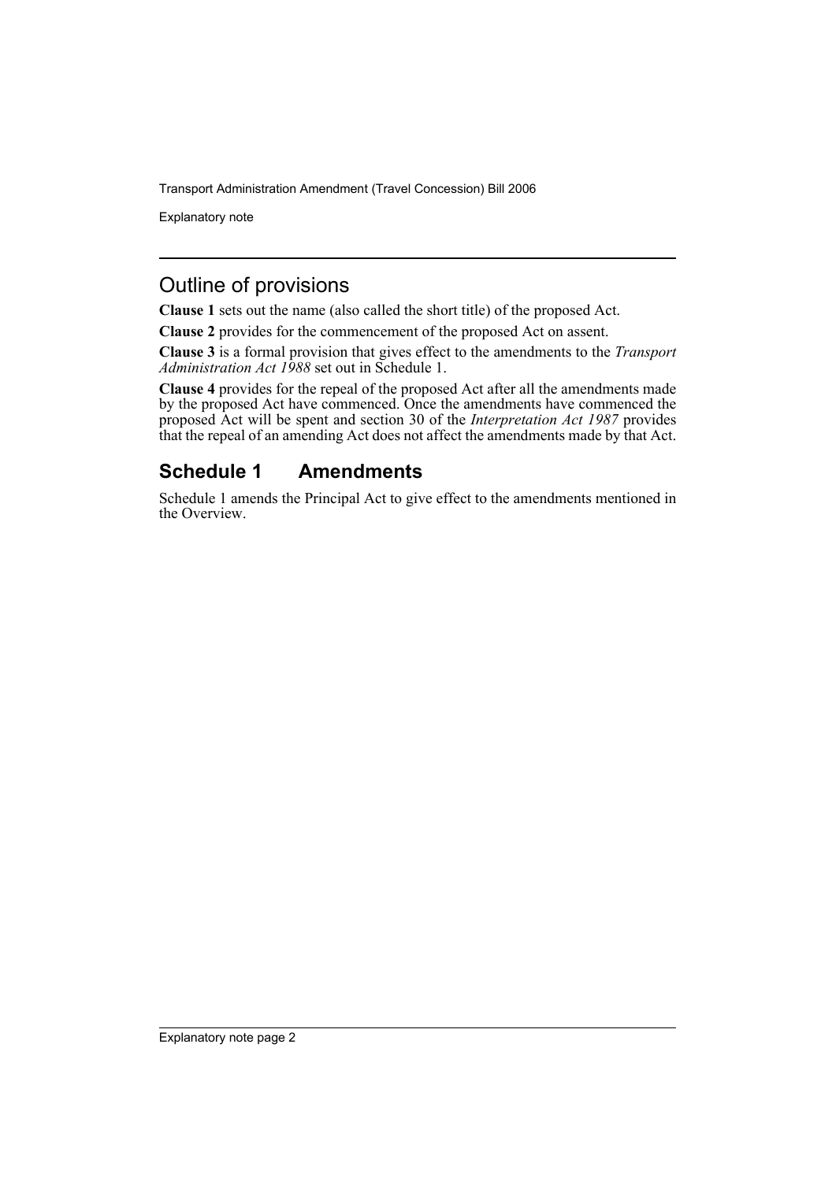## Outline of provisions

**Clause 1** sets out the name (also called the short title) of the proposed Act.

**Clause 2** provides for the commencement of the proposed Act on assent.

**Clause 3** is a formal provision that gives effect to the amendments to the *Transport Administration Act 1988* set out in Schedule 1.

**Clause 4** provides for the repeal of the proposed Act after all the amendments made by the proposed Act have commenced. Once the amendments have commenced the proposed Act will be spent and section 30 of the *Interpretation Act 1987* provides that the repeal of an amending Act does not affect the amendments made by that Act.

## Schedule 1 Amendments

Schedule 1 amends the Principal Act to give effect to the amendments mentioned in the Overview.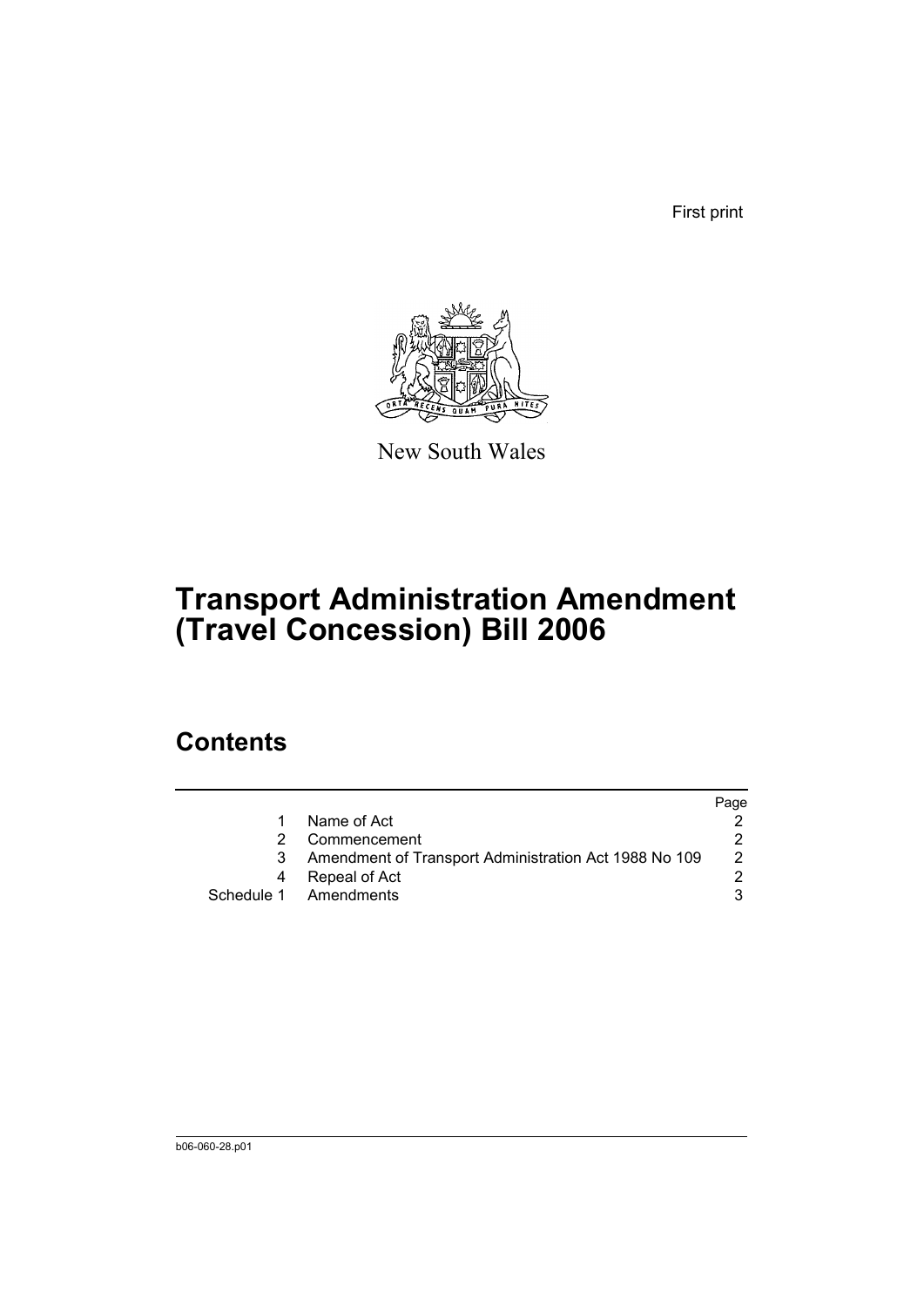First print

New South Wales

# Transport Administration Amendment (Travel Concession) Bill 2006

## Contents

| | | Page |
|---|---|---|
| 1 | Name of Act | 2 |
| 2 | Commencement | 2 |
| 3 | Amendment of Transport Administration Act 1988 No 109 | 2 |
| 4 | Repeal of Act | 2 |
| Schedule 1 | Amendments | 3 |

b06-060-28.p01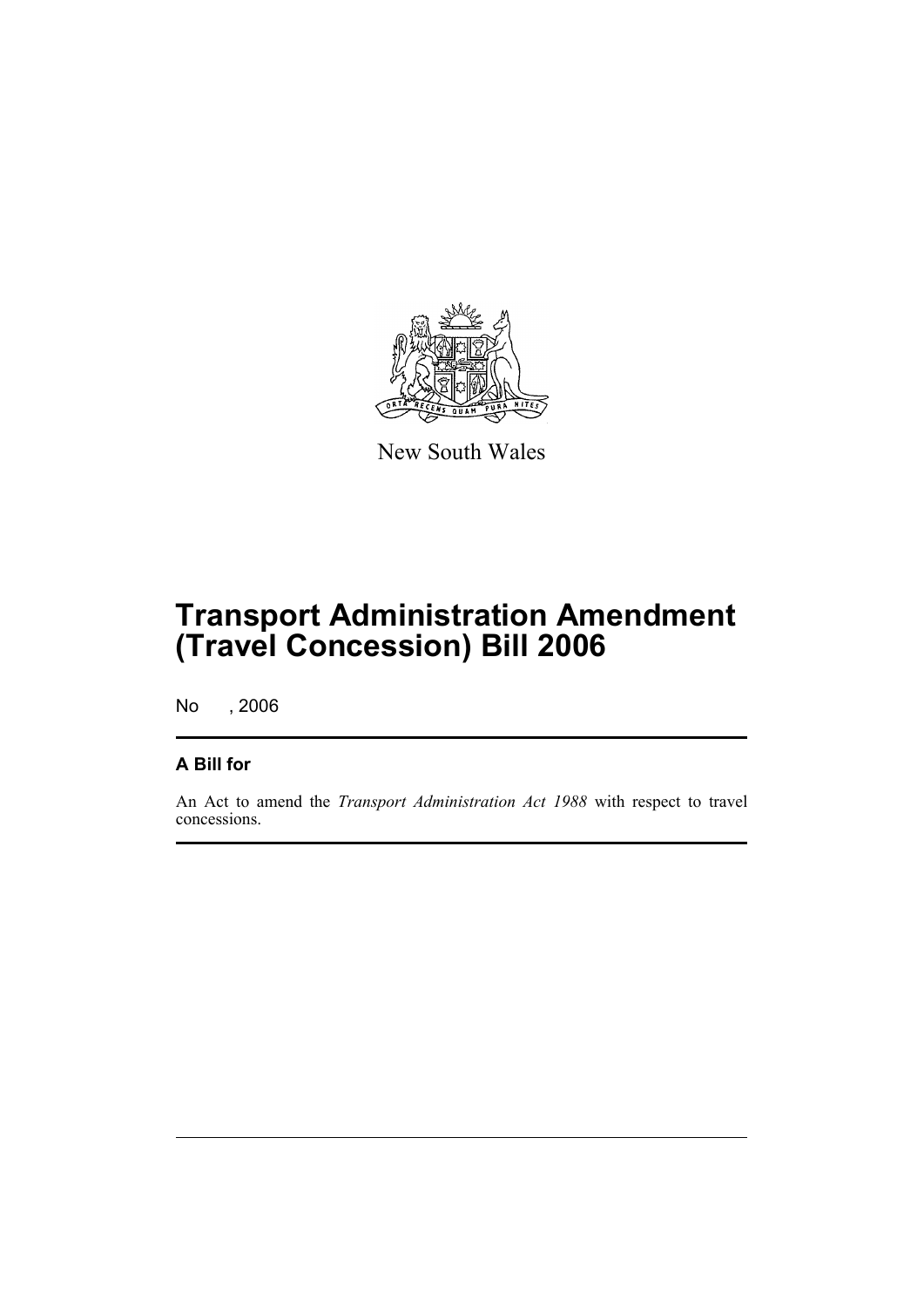New South Wales

# Transport Administration Amendment (Travel Concession) Bill 2006

No , 2006

## A Bill for

An Act to amend the *Transport Administration Act 1988* with respect to travel concessions.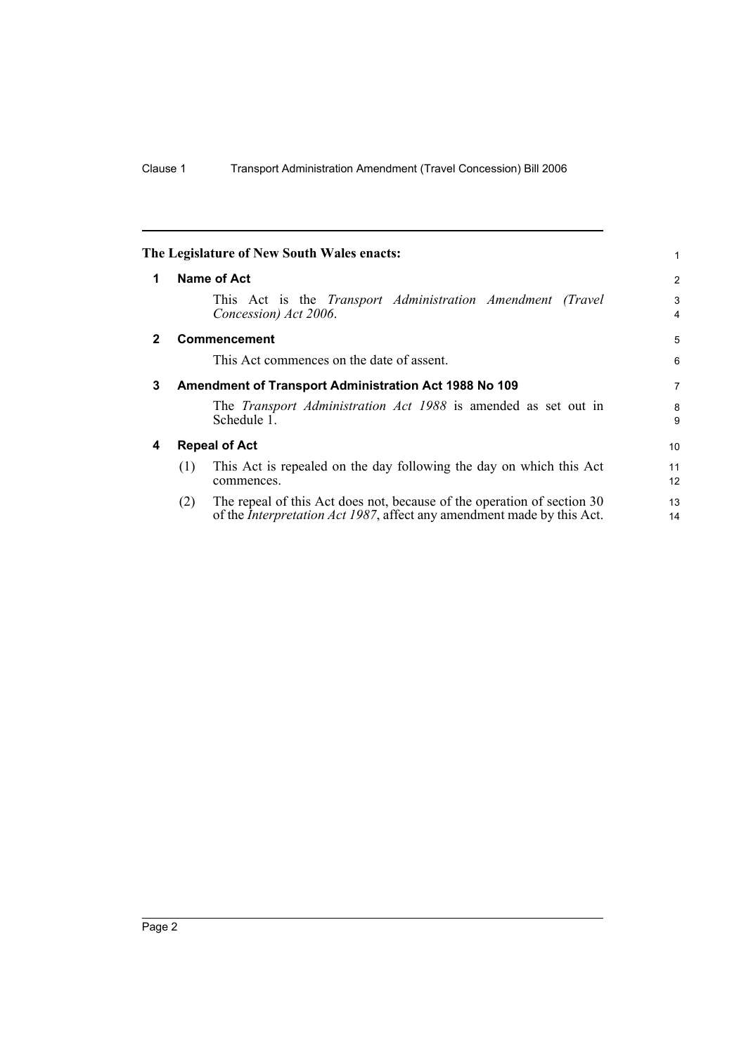**The Legislature of New South Wales enacts:**

## 1 Name of Act

This Act is the *Transport Administration Amendment (Travel Concession) Act 2006*.

## 2 Commencement

This Act commences on the date of assent.

## 3 Amendment of Transport Administration Act 1988 No 109

The *Transport Administration Act 1988* is amended as set out in Schedule 1.

## 4 Repeal of Act

(1) This Act is repealed on the day following the day on which this Act commences.

(2) The repeal of this Act does not, because of the operation of section 30 of the *Interpretation Act 1987*, affect any amendment made by this Act.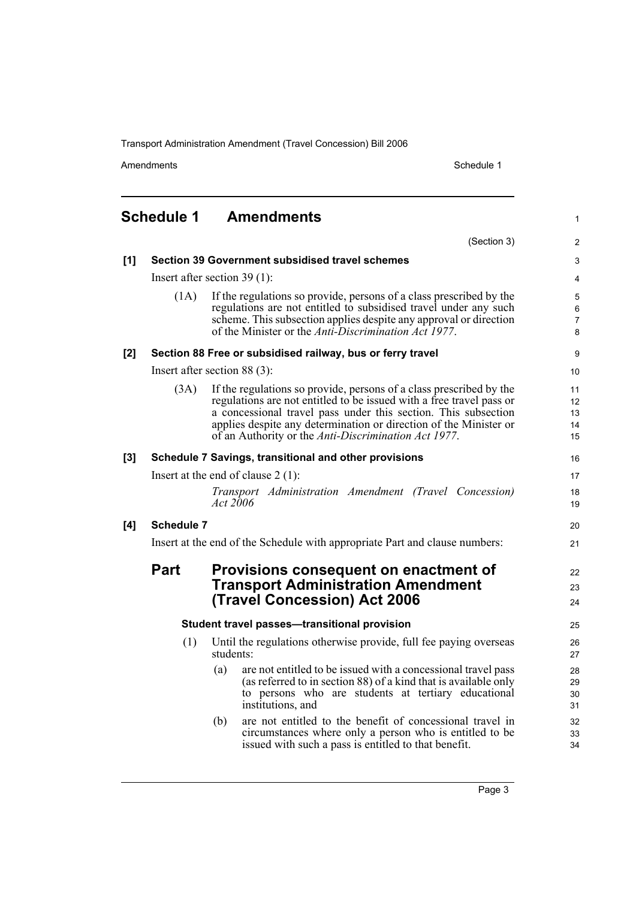# Schedule 1 Amendments

(Section 3)

**[1] Section 39 Government subsidised travel schemes**

Insert after section 39 (1):

(1A) If the regulations so provide, persons of a class prescribed by the regulations are not entitled to subsidised travel under any such scheme. This subsection applies despite any approval or direction of the Minister or the *Anti-Discrimination Act 1977*.

**[2] Section 88 Free or subsidised railway, bus or ferry travel**

Insert after section 88 (3):

(3A) If the regulations so provide, persons of a class prescribed by the regulations are not entitled to be issued with a free travel pass or a concessional travel pass under this section. This subsection applies despite any determination or direction of the Minister or of an Authority or the *Anti-Discrimination Act 1977*.

**[3] Schedule 7 Savings, transitional and other provisions**

Insert at the end of clause 2 (1):

*Transport Administration Amendment (Travel Concession) Act 2006*

**[4] Schedule 7**

Insert at the end of the Schedule with appropriate Part and clause numbers:

## Part Provisions consequent on enactment of Transport Administration Amendment (Travel Concession) Act 2006

**Student travel passes—transitional provision**

(1) Until the regulations otherwise provide, full fee paying overseas students:

(a) are not entitled to be issued with a concessional travel pass (as referred to in section 88) of a kind that is available only to persons who are students at tertiary educational institutions, and

(b) are not entitled to the benefit of concessional travel in circumstances where only a person who is entitled to be issued with such a pass is entitled to that benefit.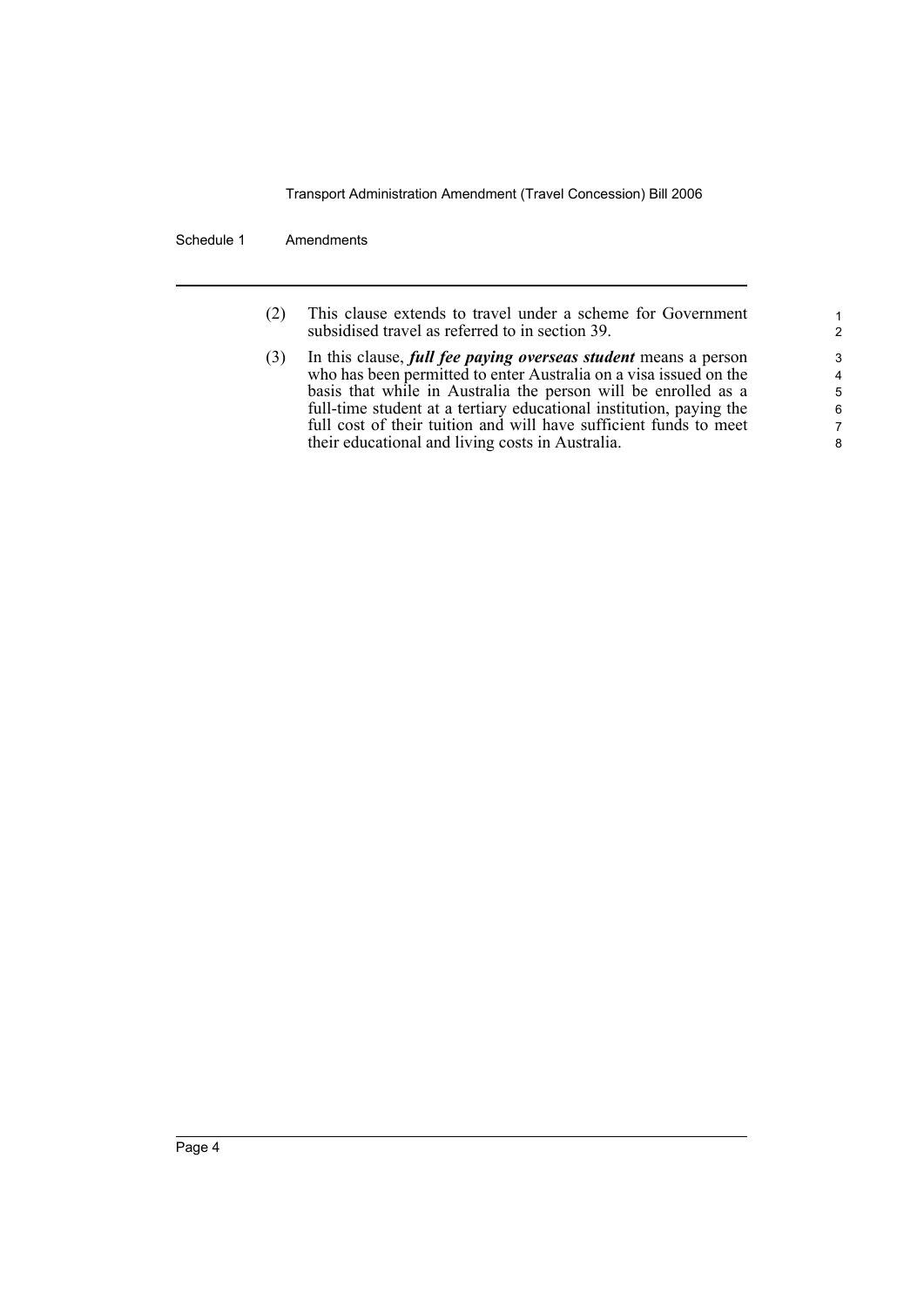(2) This clause extends to travel under a scheme for Government subsidised travel as referred to in section 39.

(3) In this clause, ***full fee paying overseas student*** means a person who has been permitted to enter Australia on a visa issued on the basis that while in Australia the person will be enrolled as a full-time student at a tertiary educational institution, paying the full cost of their tuition and will have sufficient funds to meet their educational and living costs in Australia.